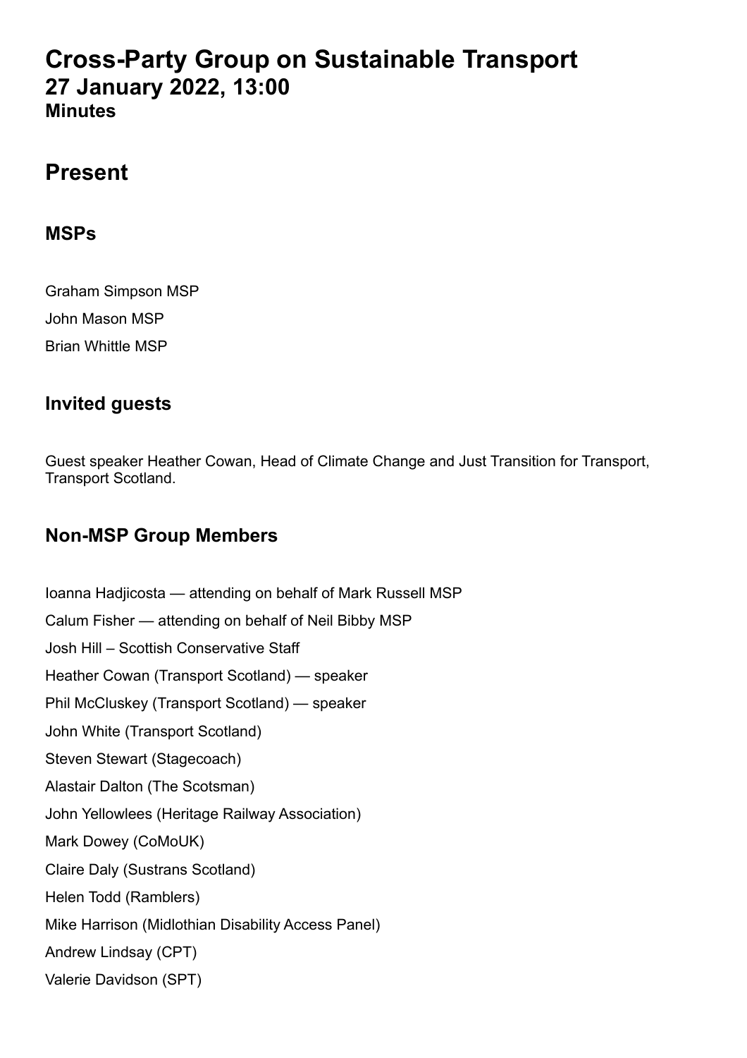# Cross-Party Group on Sustainable Transport
## 27 January 2022, 13:00
### Minutes

## Present

### MSPs

Graham Simpson MSP

John Mason MSP

Brian Whittle MSP

### Invited guests

Guest speaker Heather Cowan, Head of Climate Change and Just Transition for Transport, Transport Scotland.

### Non-MSP Group Members

Ioanna Hadjicosta — attending on behalf of Mark Russell MSP

Calum Fisher — attending on behalf of Neil Bibby MSP

Josh Hill – Scottish Conservative Staff

Heather Cowan (Transport Scotland) — speaker

Phil McCluskey (Transport Scotland) — speaker

John White (Transport Scotland)

Steven Stewart (Stagecoach)

Alastair Dalton (The Scotsman)

John Yellowlees (Heritage Railway Association)

Mark Dowey (CoMoUK)

Claire Daly (Sustrans Scotland)

Helen Todd (Ramblers)

Mike Harrison (Midlothian Disability Access Panel)

Andrew Lindsay (CPT)

Valerie Davidson (SPT)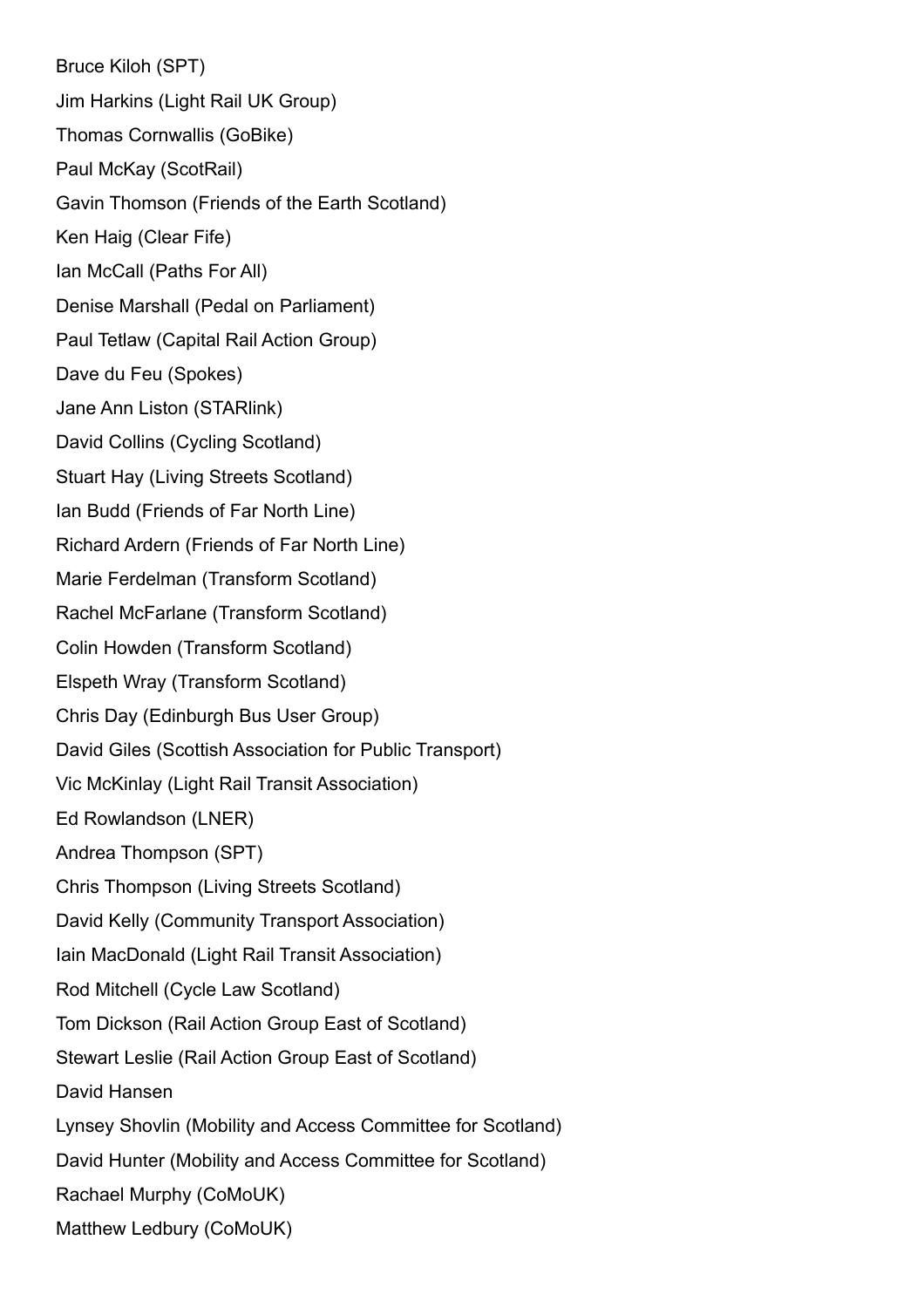Bruce Kiloh (SPT)

Jim Harkins (Light Rail UK Group)

Thomas Cornwallis (GoBike)

Paul McKay (ScotRail)

Gavin Thomson (Friends of the Earth Scotland)

Ken Haig (Clear Fife)

Ian McCall (Paths For All)

Denise Marshall (Pedal on Parliament)

Paul Tetlaw (Capital Rail Action Group)

Dave du Feu (Spokes)

Jane Ann Liston (STARlink)

David Collins (Cycling Scotland)

Stuart Hay (Living Streets Scotland)

Ian Budd (Friends of Far North Line)

Richard Ardern (Friends of Far North Line)

Marie Ferdelman (Transform Scotland)

Rachel McFarlane (Transform Scotland)

Colin Howden (Transform Scotland)

Elspeth Wray (Transform Scotland)

Chris Day (Edinburgh Bus User Group)

David Giles (Scottish Association for Public Transport)

Vic McKinlay (Light Rail Transit Association)

Ed Rowlandson (LNER)

Andrea Thompson (SPT)

Chris Thompson (Living Streets Scotland)

David Kelly (Community Transport Association)

Iain MacDonald (Light Rail Transit Association)

Rod Mitchell (Cycle Law Scotland)

Tom Dickson (Rail Action Group East of Scotland)

Stewart Leslie (Rail Action Group East of Scotland)

David Hansen

Lynsey Shovlin (Mobility and Access Committee for Scotland)

David Hunter (Mobility and Access Committee for Scotland)

Rachael Murphy (CoMoUK)

Matthew Ledbury (CoMoUK)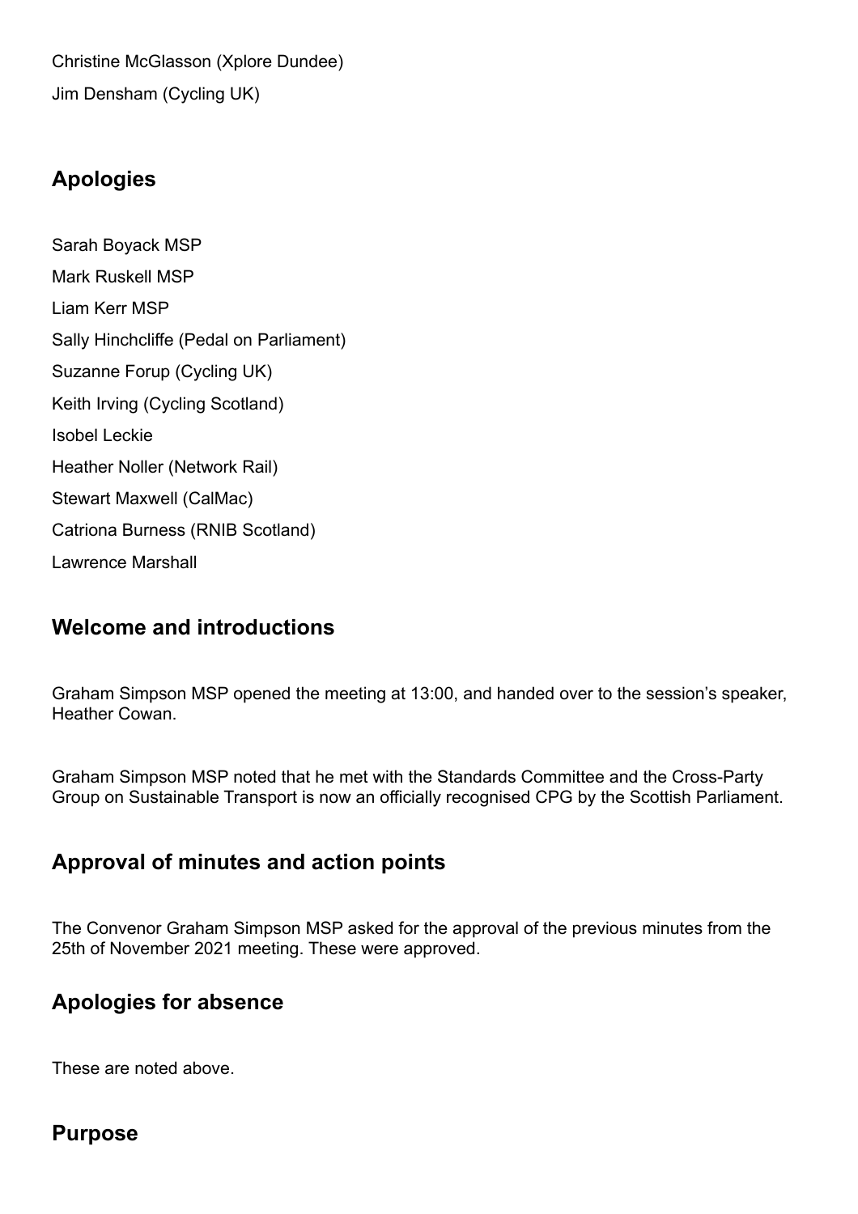Christine McGlasson (Xplore Dundee)

Jim Densham (Cycling UK)

## Apologies

Sarah Boyack MSP

Mark Ruskell MSP

Liam Kerr MSP

Sally Hinchcliffe (Pedal on Parliament)

Suzanne Forup (Cycling UK)

Keith Irving (Cycling Scotland)

Isobel Leckie

Heather Noller (Network Rail)

Stewart Maxwell (CalMac)

Catriona Burness (RNIB Scotland)

Lawrence Marshall

## Welcome and introductions

Graham Simpson MSP opened the meeting at 13:00, and handed over to the session's speaker, Heather Cowan.

Graham Simpson MSP noted that he met with the Standards Committee and the Cross-Party Group on Sustainable Transport is now an officially recognised CPG by the Scottish Parliament.

## Approval of minutes and action points

The Convenor Graham Simpson MSP asked for the approval of the previous minutes from the 25th of November 2021 meeting. These were approved.

## Apologies for absence

These are noted above.

## Purpose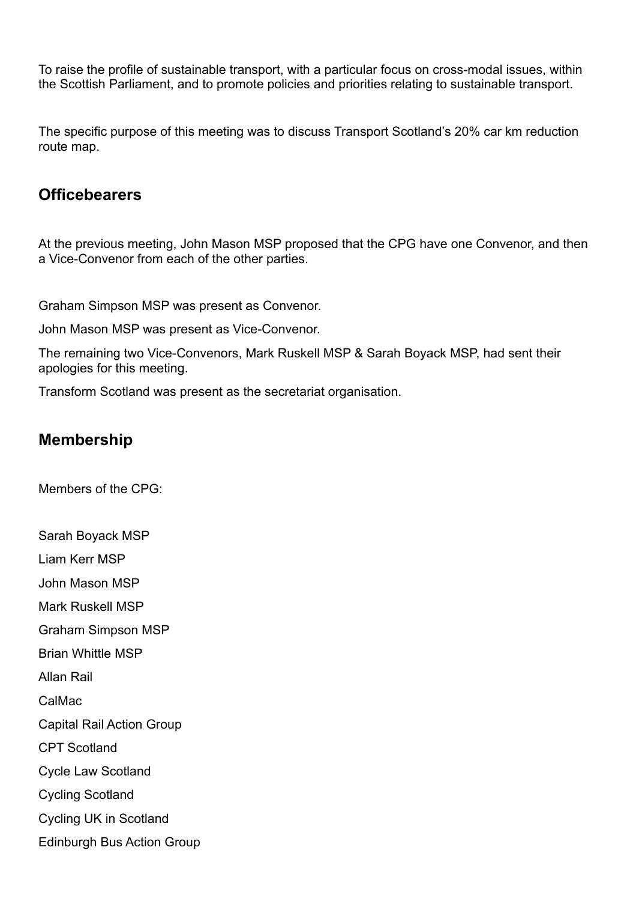To raise the profile of sustainable transport, with a particular focus on cross-modal issues, within the Scottish Parliament, and to promote policies and priorities relating to sustainable transport.

The specific purpose of this meeting was to discuss Transport Scotland's 20% car km reduction route map.

## Officebearers

At the previous meeting, John Mason MSP proposed that the CPG have one Convenor, and then a Vice-Convenor from each of the other parties.

Graham Simpson MSP was present as Convenor.

John Mason MSP was present as Vice-Convenor.

The remaining two Vice-Convenors, Mark Ruskell MSP & Sarah Boyack MSP, had sent their apologies for this meeting.

Transform Scotland was present as the secretariat organisation.

## Membership

Members of the CPG:

Sarah Boyack MSP

Liam Kerr MSP

John Mason MSP

Mark Ruskell MSP

Graham Simpson MSP

Brian Whittle MSP

Allan Rail

CalMac

Capital Rail Action Group

CPT Scotland

Cycle Law Scotland

Cycling Scotland

Cycling UK in Scotland

Edinburgh Bus Action Group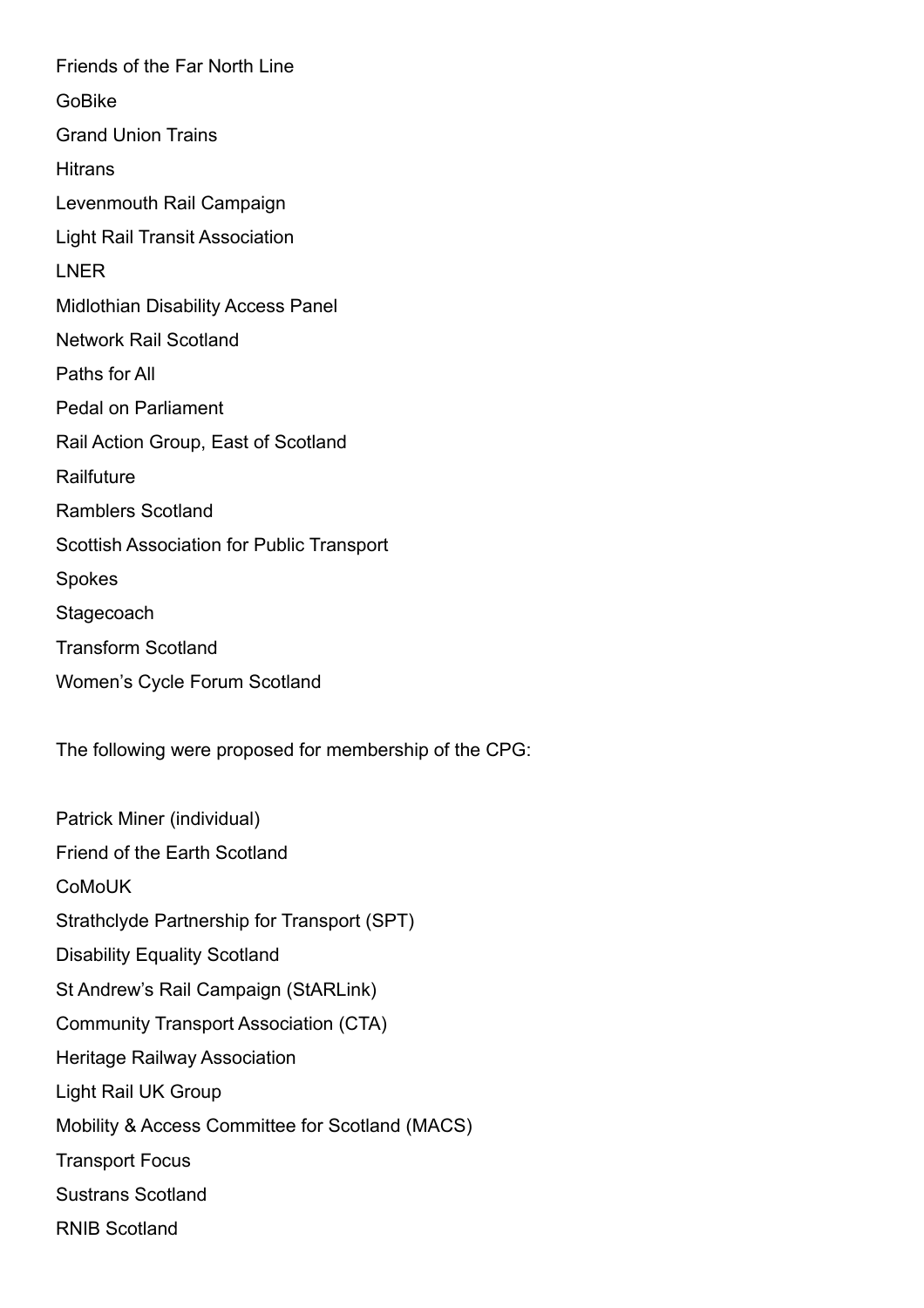Friends of the Far North Line

GoBike

Grand Union Trains

Hitrans

Levenmouth Rail Campaign

Light Rail Transit Association

LNER

Midlothian Disability Access Panel

Network Rail Scotland

Paths for All

Pedal on Parliament

Rail Action Group, East of Scotland

Railfuture

Ramblers Scotland

Scottish Association for Public Transport

Spokes

Stagecoach

Transform Scotland

Women's Cycle Forum Scotland

The following were proposed for membership of the CPG:

Patrick Miner (individual)

Friend of the Earth Scotland

CoMoUK

Strathclyde Partnership for Transport (SPT)

Disability Equality Scotland

St Andrew's Rail Campaign (StARLink)

Community Transport Association (CTA)

Heritage Railway Association

Light Rail UK Group

Mobility & Access Committee for Scotland (MACS)

Transport Focus

Sustrans Scotland

RNIB Scotland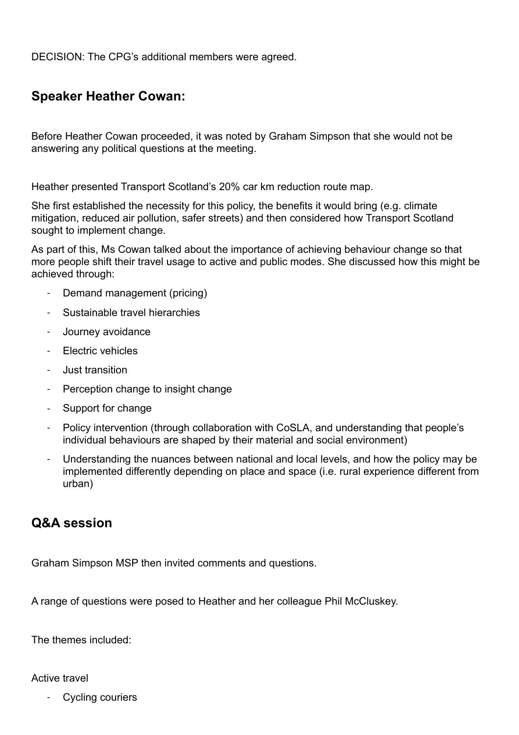DECISION: The CPG's additional members were agreed.

## Speaker Heather Cowan:

Before Heather Cowan proceeded, it was noted by Graham Simpson that she would not be answering any political questions at the meeting.

Heather presented Transport Scotland's 20% car km reduction route map.

She first established the necessity for this policy, the benefits it would bring (e.g. climate mitigation, reduced air pollution, safer streets) and then considered how Transport Scotland sought to implement change.

As part of this, Ms Cowan talked about the importance of achieving behaviour change so that more people shift their travel usage to active and public modes. She discussed how this might be achieved through:

- Demand management (pricing)
- Sustainable travel hierarchies
- Journey avoidance
- Electric vehicles
- Just transition
- Perception change to insight change
- Support for change
- Policy intervention (through collaboration with CoSLA, and understanding that people's individual behaviours are shaped by their material and social environment)
- Understanding the nuances between national and local levels, and how the policy may be implemented differently depending on place and space (i.e. rural experience different from urban)

## Q&A session

Graham Simpson MSP then invited comments and questions.

A range of questions were posed to Heather and her colleague Phil McCluskey.

The themes included:

Active travel

- Cycling couriers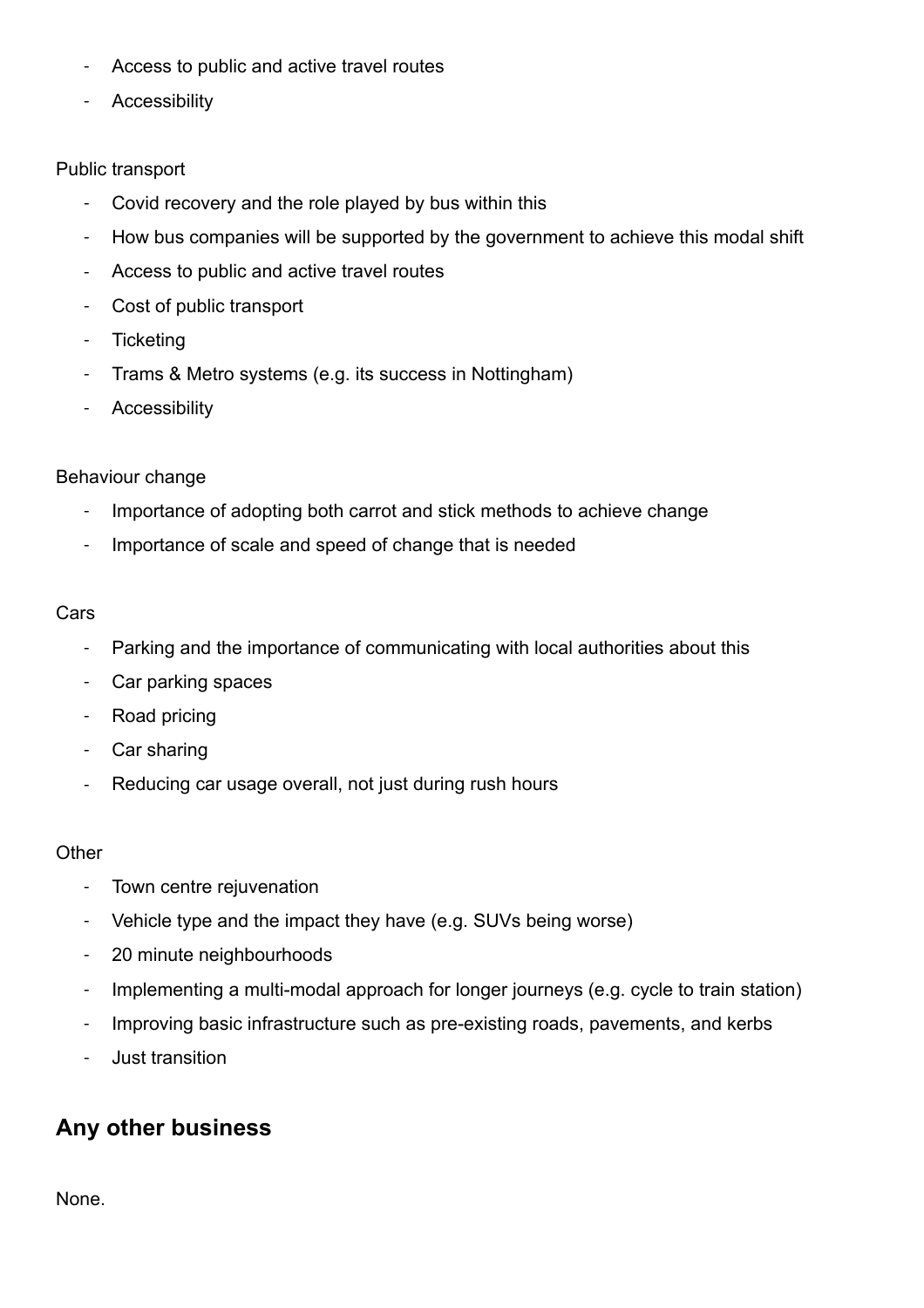- Access to public and active travel routes
- Accessibility

Public transport

- Covid recovery and the role played by bus within this
- How bus companies will be supported by the government to achieve this modal shift
- Access to public and active travel routes
- Cost of public transport
- Ticketing
- Trams & Metro systems (e.g. its success in Nottingham)
- Accessibility

Behaviour change

- Importance of adopting both carrot and stick methods to achieve change
- Importance of scale and speed of change that is needed

Cars

- Parking and the importance of communicating with local authorities about this
- Car parking spaces
- Road pricing
- Car sharing
- Reducing car usage overall, not just during rush hours

Other

- Town centre rejuvenation
- Vehicle type and the impact they have (e.g. SUVs being worse)
- 20 minute neighbourhoods
- Implementing a multi-modal approach for longer journeys (e.g. cycle to train station)
- Improving basic infrastructure such as pre-existing roads, pavements, and kerbs
- Just transition

## Any other business

None.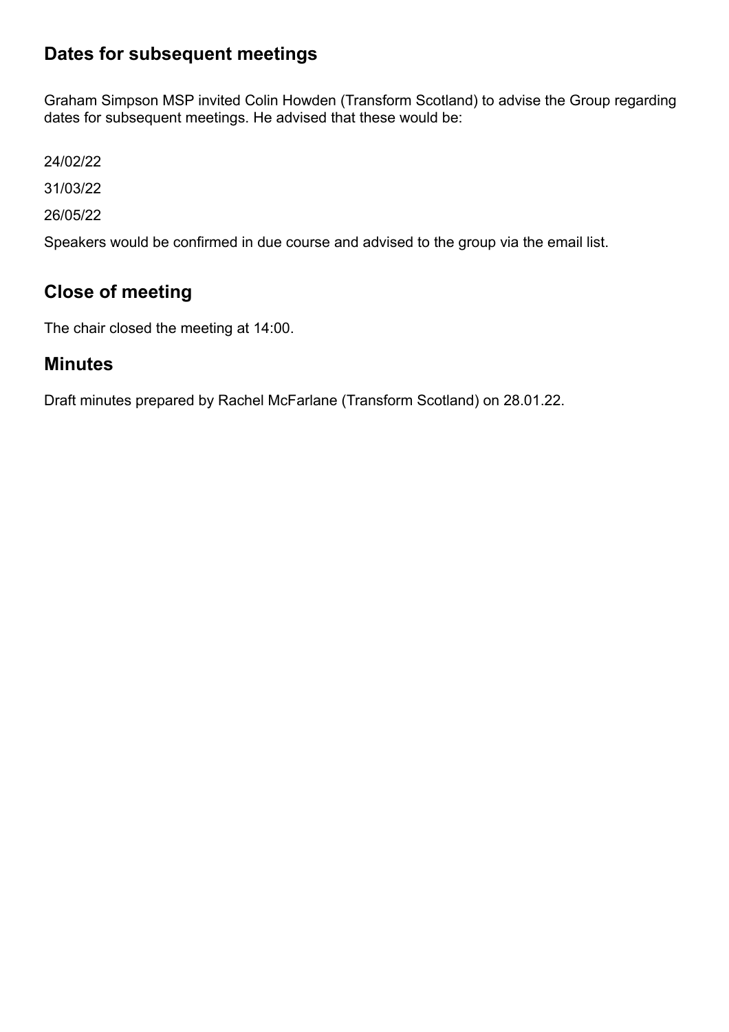## Dates for subsequent meetings

Graham Simpson MSP invited Colin Howden (Transform Scotland) to advise the Group regarding dates for subsequent meetings. He advised that these would be:

24/02/22

31/03/22

26/05/22

Speakers would be confirmed in due course and advised to the group via the email list.

## Close of meeting

The chair closed the meeting at 14:00.

## Minutes

Draft minutes prepared by Rachel McFarlane (Transform Scotland) on 28.01.22.